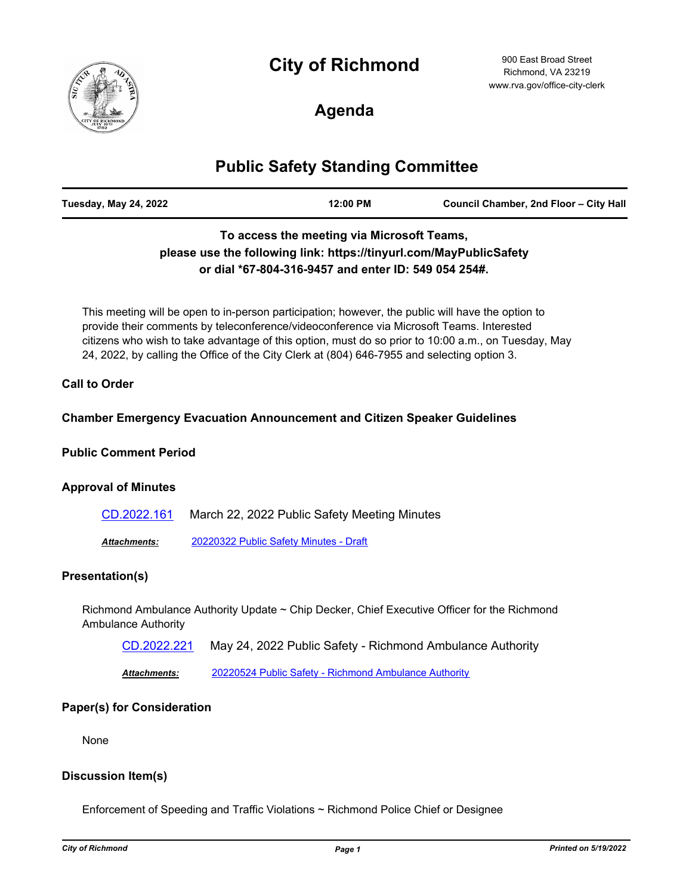# City of Richmond

900 East Broad Street
Richmond, VA 23219
www.rva.gov/office-city-clerk

## Agenda

## Public Safety Standing Committee

**Tuesday, May 24, 2022** | **12:00 PM** | **Council Chamber, 2nd Floor – City Hall**

**To access the meeting via Microsoft Teams, please use the following link: https://tinyurl.com/MayPublicSafety or dial *67-804-316-9457 and enter ID: 549 054 254#.**

This meeting will be open to in-person participation; however, the public will have the option to provide their comments by teleconference/videoconference via Microsoft Teams. Interested citizens who wish to take advantage of this option, must do so prior to 10:00 a.m., on Tuesday, May 24, 2022, by calling the Office of the City Clerk at (804) 646-7955 and selecting option 3.

### Call to Order

### Chamber Emergency Evacuation Announcement and Citizen Speaker Guidelines

### Public Comment Period

### Approval of Minutes

CD.2022.161 March 22, 2022 Public Safety Meeting Minutes

***Attachments:*** 20220322 Public Safety Minutes - Draft

### Presentation(s)

Richmond Ambulance Authority Update ~ Chip Decker, Chief Executive Officer for the Richmond Ambulance Authority

CD.2022.221 May 24, 2022 Public Safety - Richmond Ambulance Authority

***Attachments:*** 20220524 Public Safety - Richmond Ambulance Authority

### Paper(s) for Consideration

None

### Discussion Item(s)

Enforcement of Speeding and Traffic Violations ~ Richmond Police Chief or Designee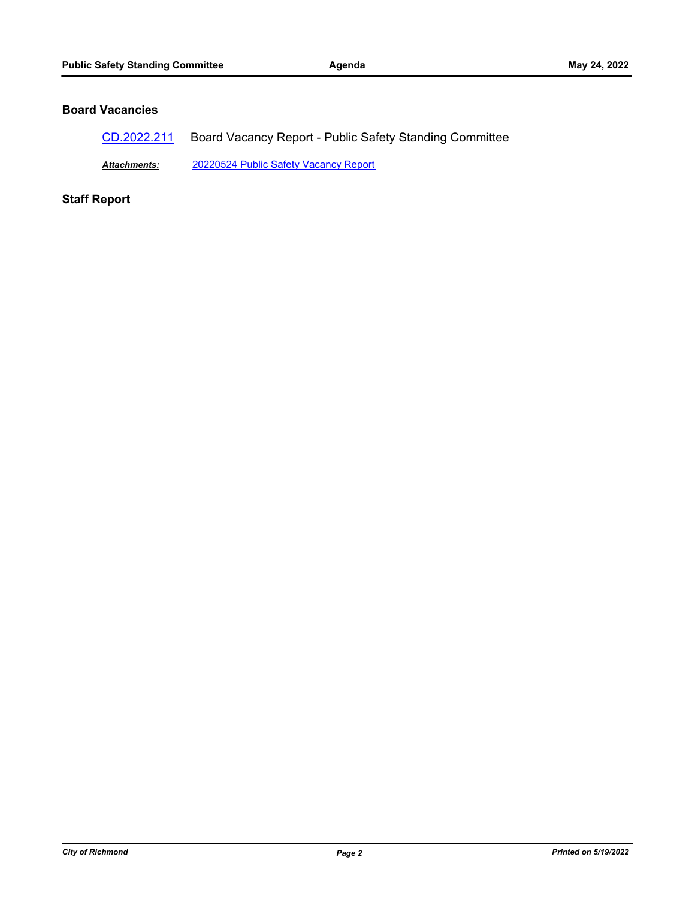## Board Vacancies

CD.2022.211 Board Vacancy Report - Public Safety Standing Committee

***Attachments:*** 20220524 Public Safety Vacancy Report

## Staff Report